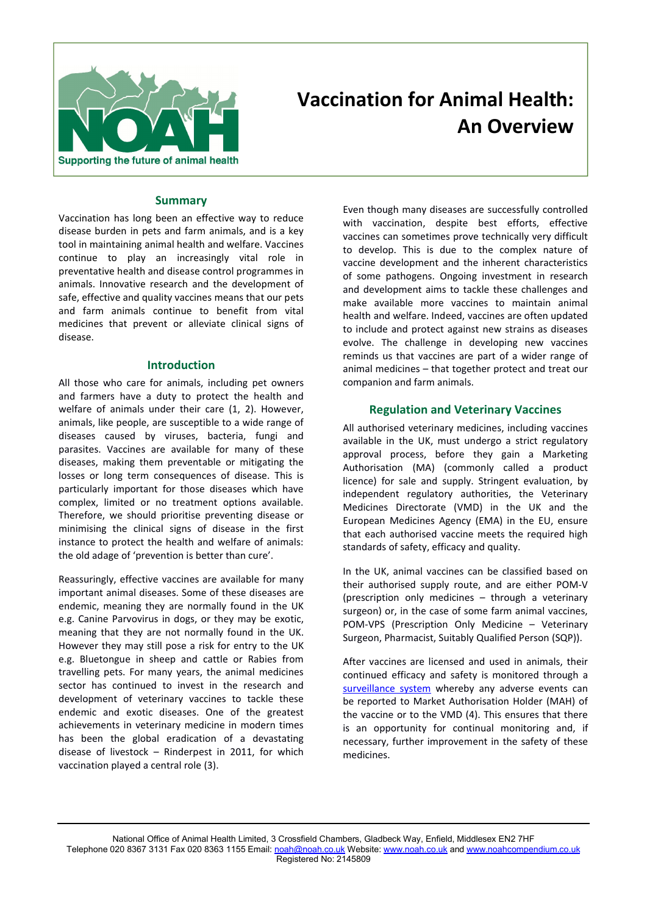# Vaccination for Animal Health: An Overview

## Summary

Vaccination has long been an effective way to reduce disease burden in pets and farm animals, and is a key tool in maintaining animal health and welfare. Vaccines continue to play an increasingly vital role in preventative health and disease control programmes in animals. Innovative research and the development of safe, effective and quality vaccines means that our pets and farm animals continue to benefit from vital medicines that prevent or alleviate clinical signs of disease.

## Introduction

All those who care for animals, including pet owners and farmers have a duty to protect the health and welfare of animals under their care (1, 2). However, animals, like people, are susceptible to a wide range of diseases caused by viruses, bacteria, fungi and parasites. Vaccines are available for many of these diseases, making them preventable or mitigating the losses or long term consequences of disease. This is particularly important for those diseases which have complex, limited or no treatment options available. Therefore, we should prioritise preventing disease or minimising the clinical signs of disease in the first instance to protect the health and welfare of animals: the old adage of 'prevention is better than cure'.

Reassuringly, effective vaccines are available for many important animal diseases. Some of these diseases are endemic, meaning they are normally found in the UK e.g. Canine Parvovirus in dogs, or they may be exotic, meaning that they are not normally found in the UK. However they may still pose a risk for entry to the UK e.g. Bluetongue in sheep and cattle or Rabies from travelling pets. For many years, the animal medicines sector has continued to invest in the research and development of veterinary vaccines to tackle these endemic and exotic diseases. One of the greatest achievements in veterinary medicine in modern times has been the global eradication of a devastating disease of livestock – Rinderpest in 2011, for which vaccination played a central role (3).

Even though many diseases are successfully controlled with vaccination, despite best efforts, effective vaccines can sometimes prove technically very difficult to develop. This is due to the complex nature of vaccine development and the inherent characteristics of some pathogens. Ongoing investment in research and development aims to tackle these challenges and make available more vaccines to maintain animal health and welfare. Indeed, vaccines are often updated to include and protect against new strains as diseases evolve. The challenge in developing new vaccines reminds us that vaccines are part of a wider range of animal medicines – that together protect and treat our companion and farm animals.

## Regulation and Veterinary Vaccines

All authorised veterinary medicines, including vaccines available in the UK, must undergo a strict regulatory approval process, before they gain a Marketing Authorisation (MA) (commonly called a product licence) for sale and supply. Stringent evaluation, by independent regulatory authorities, the Veterinary Medicines Directorate (VMD) in the UK and the European Medicines Agency (EMA) in the EU, ensure that each authorised vaccine meets the required high standards of safety, efficacy and quality.

In the UK, animal vaccines can be classified based on their authorised supply route, and are either POM-V (prescription only medicines – through a veterinary surgeon) or, in the case of some farm animal vaccines, POM-VPS (Prescription Only Medicine – Veterinary Surgeon, Pharmacist, Suitably Qualified Person (SQP)).

After vaccines are licensed and used in animals, their continued efficacy and safety is monitored through a surveillance system whereby any adverse events can be reported to Market Authorisation Holder (MAH) of the vaccine or to the VMD (4). This ensures that there is an opportunity for continual monitoring and, if necessary, further improvement in the safety of these medicines.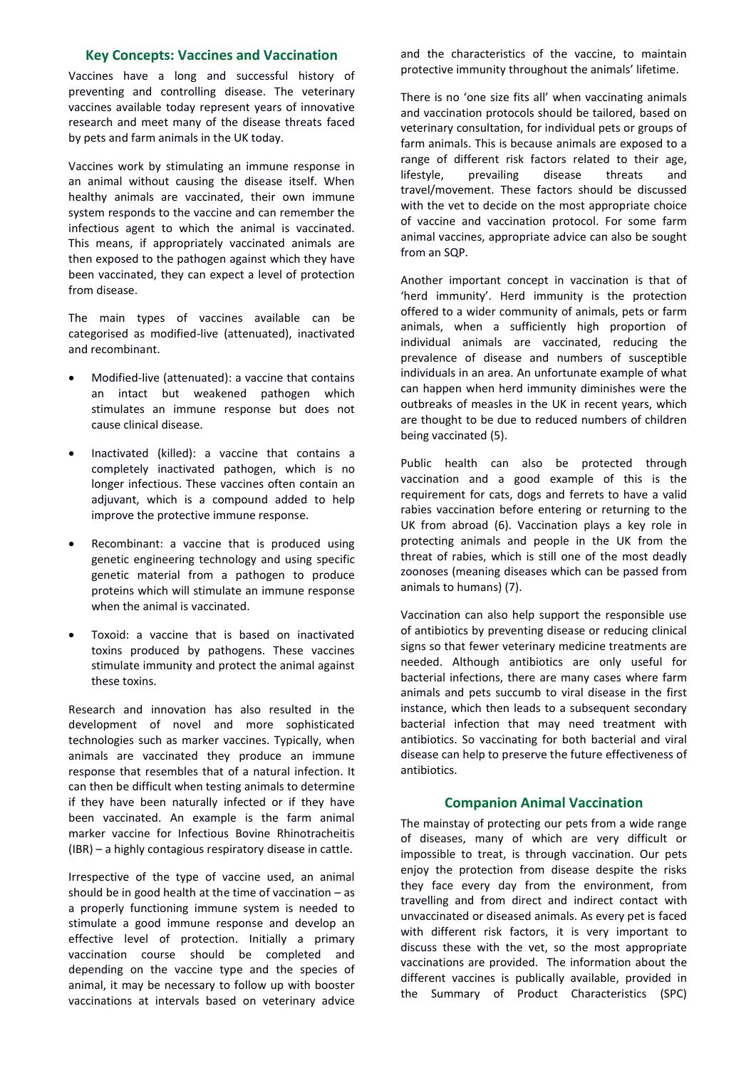## Key Concepts: Vaccines and Vaccination

Vaccines have a long and successful history of preventing and controlling disease. The veterinary vaccines available today represent years of innovative research and meet many of the disease threats faced by pets and farm animals in the UK today.

Vaccines work by stimulating an immune response in an animal without causing the disease itself. When healthy animals are vaccinated, their own immune system responds to the vaccine and can remember the infectious agent to which the animal is vaccinated. This means, if appropriately vaccinated animals are then exposed to the pathogen against which they have been vaccinated, they can expect a level of protection from disease.

The main types of vaccines available can be categorised as modified-live (attenuated), inactivated and recombinant.

- Modified-live (attenuated): a vaccine that contains an intact but weakened pathogen which stimulates an immune response but does not cause clinical disease.
- Inactivated (killed): a vaccine that contains a completely inactivated pathogen, which is no longer infectious. These vaccines often contain an adjuvant, which is a compound added to help improve the protective immune response.
- Recombinant: a vaccine that is produced using genetic engineering technology and using specific genetic material from a pathogen to produce proteins which will stimulate an immune response when the animal is vaccinated.
- Toxoid: a vaccine that is based on inactivated toxins produced by pathogens. These vaccines stimulate immunity and protect the animal against these toxins.

Research and innovation has also resulted in the development of novel and more sophisticated technologies such as marker vaccines. Typically, when animals are vaccinated they produce an immune response that resembles that of a natural infection. It can then be difficult when testing animals to determine if they have been naturally infected or if they have been vaccinated. An example is the farm animal marker vaccine for Infectious Bovine Rhinotracheitis (IBR) – a highly contagious respiratory disease in cattle.

Irrespective of the type of vaccine used, an animal should be in good health at the time of vaccination – as a properly functioning immune system is needed to stimulate a good immune response and develop an effective level of protection. Initially a primary vaccination course should be completed and depending on the vaccine type and the species of animal, it may be necessary to follow up with booster vaccinations at intervals based on veterinary advice and the characteristics of the vaccine, to maintain protective immunity throughout the animals' lifetime.

There is no 'one size fits all' when vaccinating animals and vaccination protocols should be tailored, based on veterinary consultation, for individual pets or groups of farm animals. This is because animals are exposed to a range of different risk factors related to their age, lifestyle, prevailing disease threats and travel/movement. These factors should be discussed with the vet to decide on the most appropriate choice of vaccine and vaccination protocol. For some farm animal vaccines, appropriate advice can also be sought from an SQP.

Another important concept in vaccination is that of 'herd immunity'. Herd immunity is the protection offered to a wider community of animals, pets or farm animals, when a sufficiently high proportion of individual animals are vaccinated, reducing the prevalence of disease and numbers of susceptible individuals in an area. An unfortunate example of what can happen when herd immunity diminishes were the outbreaks of measles in the UK in recent years, which are thought to be due to reduced numbers of children being vaccinated (5).

Public health can also be protected through vaccination and a good example of this is the requirement for cats, dogs and ferrets to have a valid rabies vaccination before entering or returning to the UK from abroad (6). Vaccination plays a key role in protecting animals and people in the UK from the threat of rabies, which is still one of the most deadly zoonoses (meaning diseases which can be passed from animals to humans) (7).

Vaccination can also help support the responsible use of antibiotics by preventing disease or reducing clinical signs so that fewer veterinary medicine treatments are needed. Although antibiotics are only useful for bacterial infections, there are many cases where farm animals and pets succumb to viral disease in the first instance, which then leads to a subsequent secondary bacterial infection that may need treatment with antibiotics. So vaccinating for both bacterial and viral disease can help to preserve the future effectiveness of antibiotics.

## Companion Animal Vaccination

The mainstay of protecting our pets from a wide range of diseases, many of which are very difficult or impossible to treat, is through vaccination. Our pets enjoy the protection from disease despite the risks they face every day from the environment, from travelling and from direct and indirect contact with unvaccinated or diseased animals. As every pet is faced with different risk factors, it is very important to discuss these with the vet, so the most appropriate vaccinations are provided. The information about the different vaccines is publically available, provided in the Summary of Product Characteristics (SPC)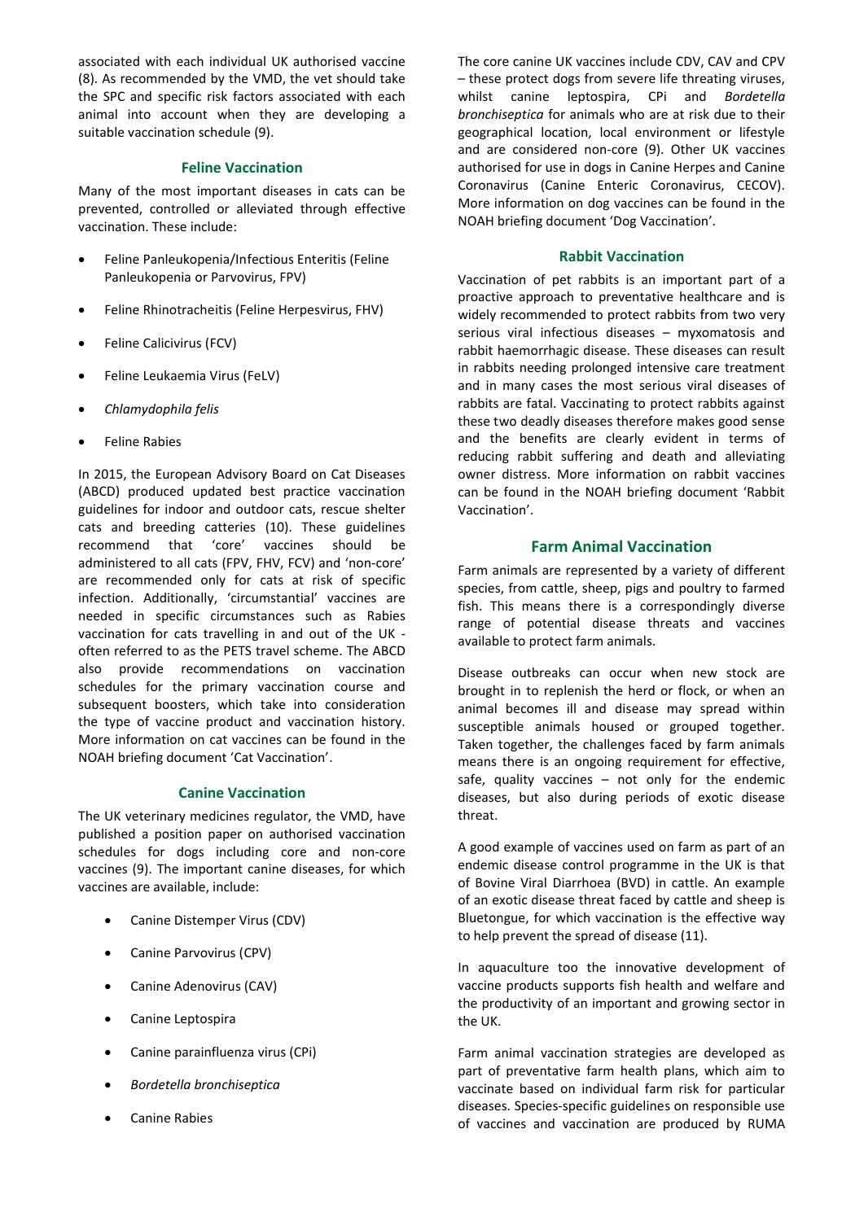associated with each individual UK authorised vaccine (8). As recommended by the VMD, the vet should take the SPC and specific risk factors associated with each animal into account when they are developing a suitable vaccination schedule (9).

## Feline Vaccination

Many of the most important diseases in cats can be prevented, controlled or alleviated through effective vaccination. These include:

- Feline Panleukopenia/Infectious Enteritis (Feline Panleukopenia or Parvovirus, FPV)
- Feline Rhinotracheitis (Feline Herpesvirus, FHV)
- Feline Calicivirus (FCV)
- Feline Leukaemia Virus (FeLV)
- *Chlamydophila felis*
- Feline Rabies

In 2015, the European Advisory Board on Cat Diseases (ABCD) produced updated best practice vaccination guidelines for indoor and outdoor cats, rescue shelter cats and breeding catteries (10). These guidelines recommend that 'core' vaccines should be administered to all cats (FPV, FHV, FCV) and 'non-core' are recommended only for cats at risk of specific infection. Additionally, 'circumstantial' vaccines are needed in specific circumstances such as Rabies vaccination for cats travelling in and out of the UK - often referred to as the PETS travel scheme. The ABCD also provide recommendations on vaccination schedules for the primary vaccination course and subsequent boosters, which take into consideration the type of vaccine product and vaccination history. More information on cat vaccines can be found in the NOAH briefing document 'Cat Vaccination'.

## Canine Vaccination

The UK veterinary medicines regulator, the VMD, have published a position paper on authorised vaccination schedules for dogs including core and non-core vaccines (9). The important canine diseases, for which vaccines are available, include:

- Canine Distemper Virus (CDV)
- Canine Parvovirus (CPV)
- Canine Adenovirus (CAV)
- Canine Leptospira
- Canine parainfluenza virus (CPi)
- *Bordetella bronchiseptica*
- Canine Rabies

The core canine UK vaccines include CDV, CAV and CPV – these protect dogs from severe life threating viruses, whilst canine leptospira, CPi and *Bordetella bronchiseptica* for animals who are at risk due to their geographical location, local environment or lifestyle and are considered non-core (9). Other UK vaccines authorised for use in dogs in Canine Herpes and Canine Coronavirus (Canine Enteric Coronavirus, CECOV). More information on dog vaccines can be found in the NOAH briefing document 'Dog Vaccination'.

## Rabbit Vaccination

Vaccination of pet rabbits is an important part of a proactive approach to preventative healthcare and is widely recommended to protect rabbits from two very serious viral infectious diseases – myxomatosis and rabbit haemorrhagic disease. These diseases can result in rabbits needing prolonged intensive care treatment and in many cases the most serious viral diseases of rabbits are fatal. Vaccinating to protect rabbits against these two deadly diseases therefore makes good sense and the benefits are clearly evident in terms of reducing rabbit suffering and death and alleviating owner distress. More information on rabbit vaccines can be found in the NOAH briefing document 'Rabbit Vaccination'.

## Farm Animal Vaccination

Farm animals are represented by a variety of different species, from cattle, sheep, pigs and poultry to farmed fish. This means there is a correspondingly diverse range of potential disease threats and vaccines available to protect farm animals.

Disease outbreaks can occur when new stock are brought in to replenish the herd or flock, or when an animal becomes ill and disease may spread within susceptible animals housed or grouped together. Taken together, the challenges faced by farm animals means there is an ongoing requirement for effective, safe, quality vaccines – not only for the endemic diseases, but also during periods of exotic disease threat.

A good example of vaccines used on farm as part of an endemic disease control programme in the UK is that of Bovine Viral Diarrhoea (BVD) in cattle. An example of an exotic disease threat faced by cattle and sheep is Bluetongue, for which vaccination is the effective way to help prevent the spread of disease (11).

In aquaculture too the innovative development of vaccine products supports fish health and welfare and the productivity of an important and growing sector in the UK.

Farm animal vaccination strategies are developed as part of preventative farm health plans, which aim to vaccinate based on individual farm risk for particular diseases. Species-specific guidelines on responsible use of vaccines and vaccination are produced by RUMA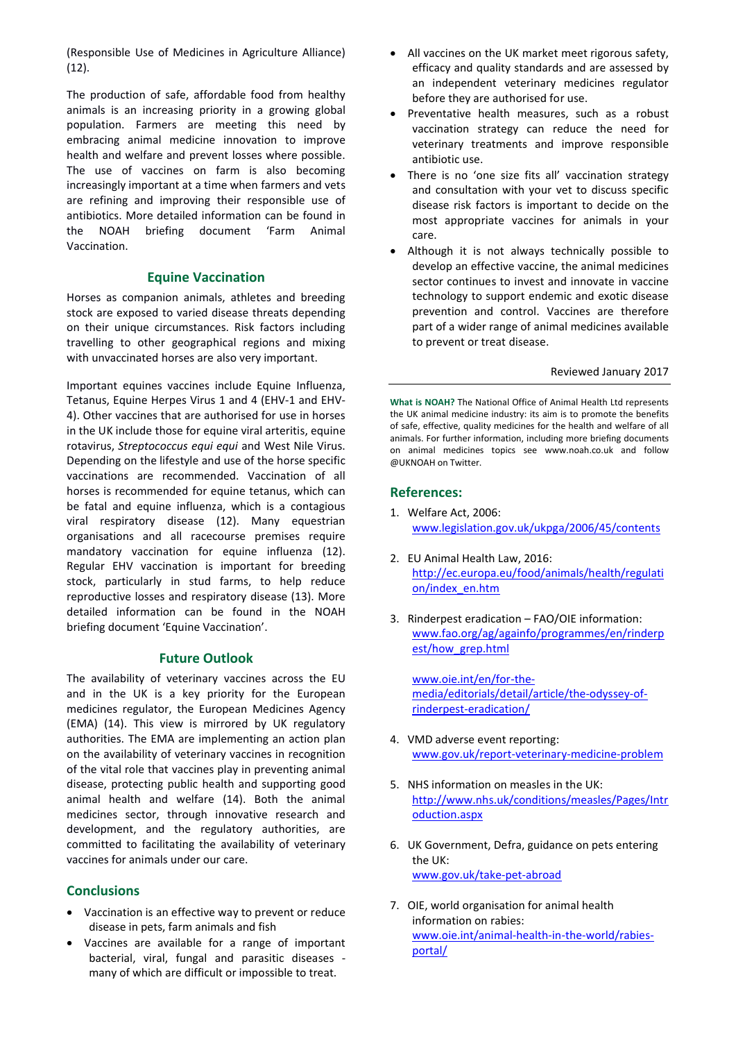(Responsible Use of Medicines in Agriculture Alliance) (12).

The production of safe, affordable food from healthy animals is an increasing priority in a growing global population. Farmers are meeting this need by embracing animal medicine innovation to improve health and welfare and prevent losses where possible. The use of vaccines on farm is also becoming increasingly important at a time when farmers and vets are refining and improving their responsible use of antibiotics. More detailed information can be found in the NOAH briefing document 'Farm Animal Vaccination.

## Equine Vaccination

Horses as companion animals, athletes and breeding stock are exposed to varied disease threats depending on their unique circumstances. Risk factors including travelling to other geographical regions and mixing with unvaccinated horses are also very important.

Important equines vaccines include Equine Influenza, Tetanus, Equine Herpes Virus 1 and 4 (EHV-1 and EHV-4). Other vaccines that are authorised for use in horses in the UK include those for equine viral arteritis, equine rotavirus, *Streptococcus equi equi* and West Nile Virus. Depending on the lifestyle and use of the horse specific vaccinations are recommended. Vaccination of all horses is recommended for equine tetanus, which can be fatal and equine influenza, which is a contagious viral respiratory disease (12). Many equestrian organisations and all racecourse premises require mandatory vaccination for equine influenza (12). Regular EHV vaccination is important for breeding stock, particularly in stud farms, to help reduce reproductive losses and respiratory disease (13). More detailed information can be found in the NOAH briefing document 'Equine Vaccination'.

## Future Outlook

The availability of veterinary vaccines across the EU and in the UK is a key priority for the European medicines regulator, the European Medicines Agency (EMA) (14). This view is mirrored by UK regulatory authorities. The EMA are implementing an action plan on the availability of veterinary vaccines in recognition of the vital role that vaccines play in preventing animal disease, protecting public health and supporting good animal health and welfare (14). Both the animal medicines sector, through innovative research and development, and the regulatory authorities, are committed to facilitating the availability of veterinary vaccines for animals under our care.

## Conclusions

- Vaccination is an effective way to prevent or reduce disease in pets, farm animals and fish
- Vaccines are available for a range of important bacterial, viral, fungal and parasitic diseases - many of which are difficult or impossible to treat.
- All vaccines on the UK market meet rigorous safety, efficacy and quality standards and are assessed by an independent veterinary medicines regulator before they are authorised for use.
- Preventative health measures, such as a robust vaccination strategy can reduce the need for veterinary treatments and improve responsible antibiotic use.
- There is no 'one size fits all' vaccination strategy and consultation with your vet to discuss specific disease risk factors is important to decide on the most appropriate vaccines for animals in your care.
- Although it is not always technically possible to develop an effective vaccine, the animal medicines sector continues to invest and innovate in vaccine technology to support endemic and exotic disease prevention and control. Vaccines are therefore part of a wider range of animal medicines available to prevent or treat disease.

Reviewed January 2017

---

**What is NOAH?** The National Office of Animal Health Ltd represents the UK animal medicine industry: its aim is to promote the benefits of safe, effective, quality medicines for the health and welfare of all animals. For further information, including more briefing documents on animal medicines topics see www.noah.co.uk and follow @UKNOAH on Twitter.

## References:

1. Welfare Act, 2006:
   www.legislation.gov.uk/ukpga/2006/45/contents

2. EU Animal Health Law, 2016:
   http://ec.europa.eu/food/animals/health/regulation/index_en.htm

3. Rinderpest eradication – FAO/OIE information:
   www.fao.org/ag/againfo/programmes/en/rinderpest/how_grep.html

   www.oie.int/en/for-the-media/editorials/detail/article/the-odyssey-of-rinderpest-eradication/

4. VMD adverse event reporting:
   www.gov.uk/report-veterinary-medicine-problem

5. NHS information on measles in the UK:
   http://www.nhs.uk/conditions/measles/Pages/Introduction.aspx

6. UK Government, Defra, guidance on pets entering the UK:
   www.gov.uk/take-pet-abroad

7. OIE, world organisation for animal health information on rabies:
   www.oie.int/animal-health-in-the-world/rabies-portal/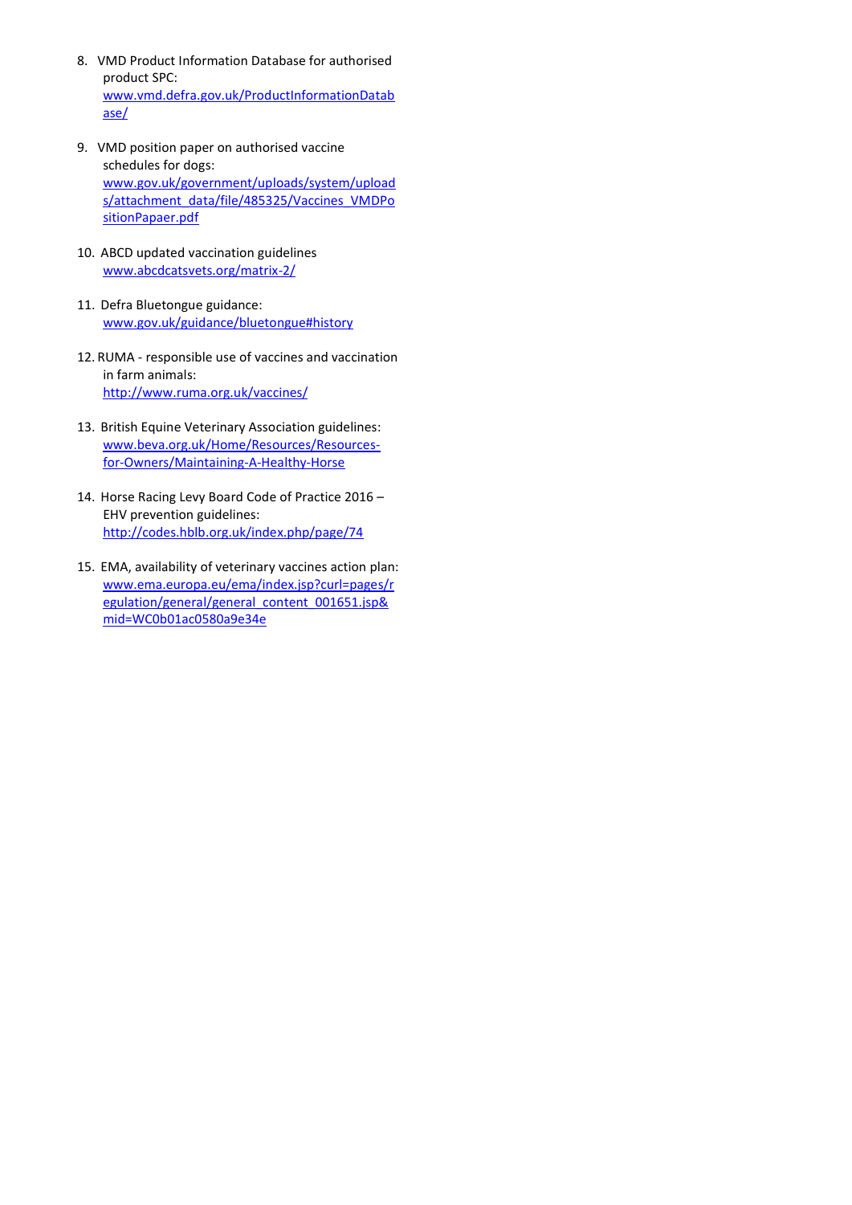8. VMD Product Information Database for authorised product SPC: www.vmd.defra.gov.uk/ProductInformationDatabase/

9. VMD position paper on authorised vaccine schedules for dogs: www.gov.uk/government/uploads/system/uploads/attachment_data/file/485325/Vaccines_VMDPositionPapaer.pdf

10. ABCD updated vaccination guidelines www.abcdcatsvets.org/matrix-2/

11. Defra Bluetongue guidance: www.gov.uk/guidance/bluetongue#history

12. RUMA - responsible use of vaccines and vaccination in farm animals: http://www.ruma.org.uk/vaccines/

13. British Equine Veterinary Association guidelines: www.beva.org.uk/Home/Resources/Resources-for-Owners/Maintaining-A-Healthy-Horse

14. Horse Racing Levy Board Code of Practice 2016 – EHV prevention guidelines: http://codes.hblb.org.uk/index.php/page/74

15. EMA, availability of veterinary vaccines action plan: www.ema.europa.eu/ema/index.jsp?curl=pages/regulation/general/general_content_001651.jsp&mid=WC0b01ac0580a9e34e